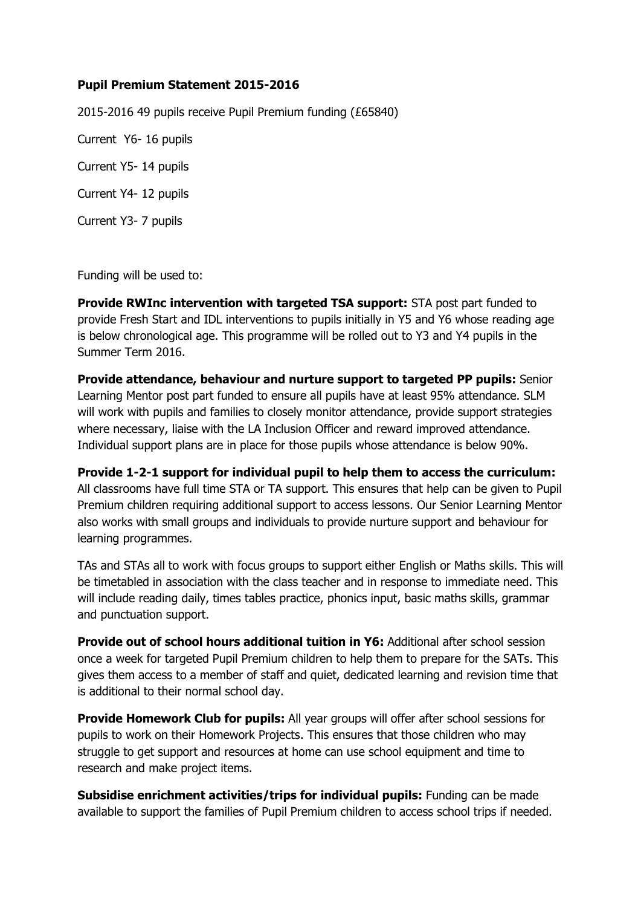**Pupil Premium Statement 2015-2016**

2015-2016 49 pupils receive Pupil Premium funding (£65840)

Current Y6- 16 pupils

Current Y5- 14 pupils

Current Y4- 12 pupils

Current Y3- 7 pupils

Funding will be used to:

**Provide RWInc intervention with targeted TSA support:** STA post part funded to provide Fresh Start and IDL interventions to pupils initially in Y5 and Y6 whose reading age is below chronological age. This programme will be rolled out to Y3 and Y4 pupils in the Summer Term 2016.

**Provide attendance, behaviour and nurture support to targeted PP pupils:** Senior Learning Mentor post part funded to ensure all pupils have at least 95% attendance. SLM will work with pupils and families to closely monitor attendance, provide support strategies where necessary, liaise with the LA Inclusion Officer and reward improved attendance. Individual support plans are in place for those pupils whose attendance is below 90%.

**Provide 1-2-1 support for individual pupil to help them to access the curriculum:** All classrooms have full time STA or TA support. This ensures that help can be given to Pupil Premium children requiring additional support to access lessons. Our Senior Learning Mentor also works with small groups and individuals to provide nurture support and behaviour for learning programmes.

TAs and STAs all to work with focus groups to support either English or Maths skills. This will be timetabled in association with the class teacher and in response to immediate need. This will include reading daily, times tables practice, phonics input, basic maths skills, grammar and punctuation support.

**Provide out of school hours additional tuition in Y6:** Additional after school session once a week for targeted Pupil Premium children to help them to prepare for the SATs. This gives them access to a member of staff and quiet, dedicated learning and revision time that is additional to their normal school day.

**Provide Homework Club for pupils:** All year groups will offer after school sessions for pupils to work on their Homework Projects. This ensures that those children who may struggle to get support and resources at home can use school equipment and time to research and make project items.

**Subsidise enrichment activities/trips for individual pupils:** Funding can be made available to support the families of Pupil Premium children to access school trips if needed.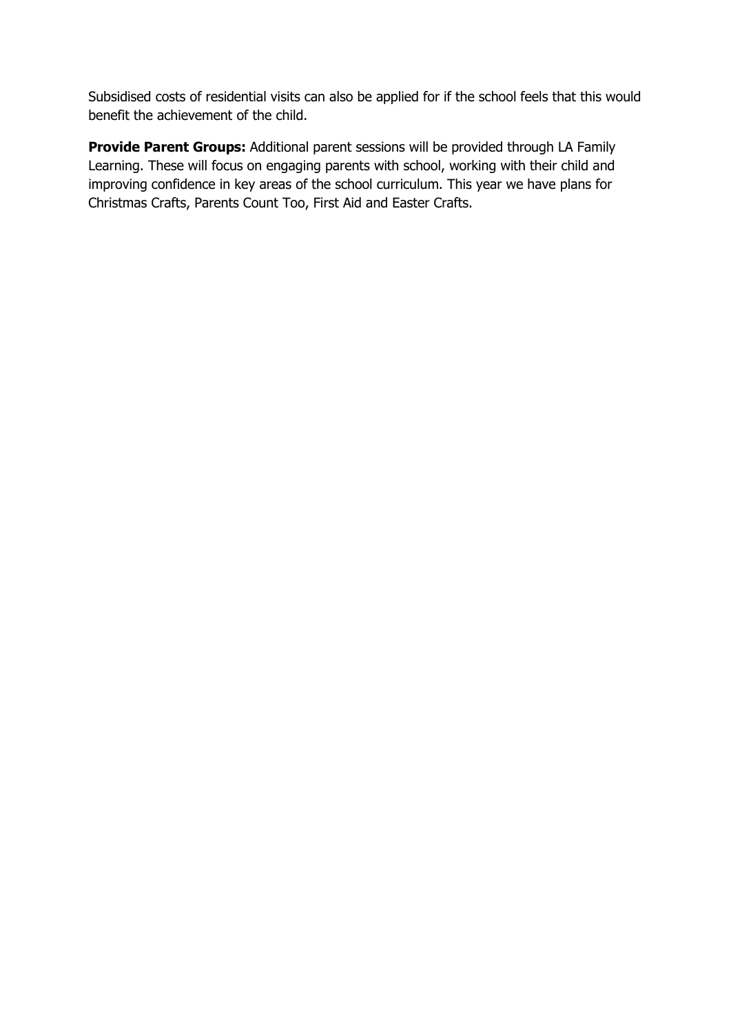Subsidised costs of residential visits can also be applied for if the school feels that this would benefit the achievement of the child.

**Provide Parent Groups:** Additional parent sessions will be provided through LA Family Learning. These will focus on engaging parents with school, working with their child and improving confidence in key areas of the school curriculum. This year we have plans for Christmas Crafts, Parents Count Too, First Aid and Easter Crafts.